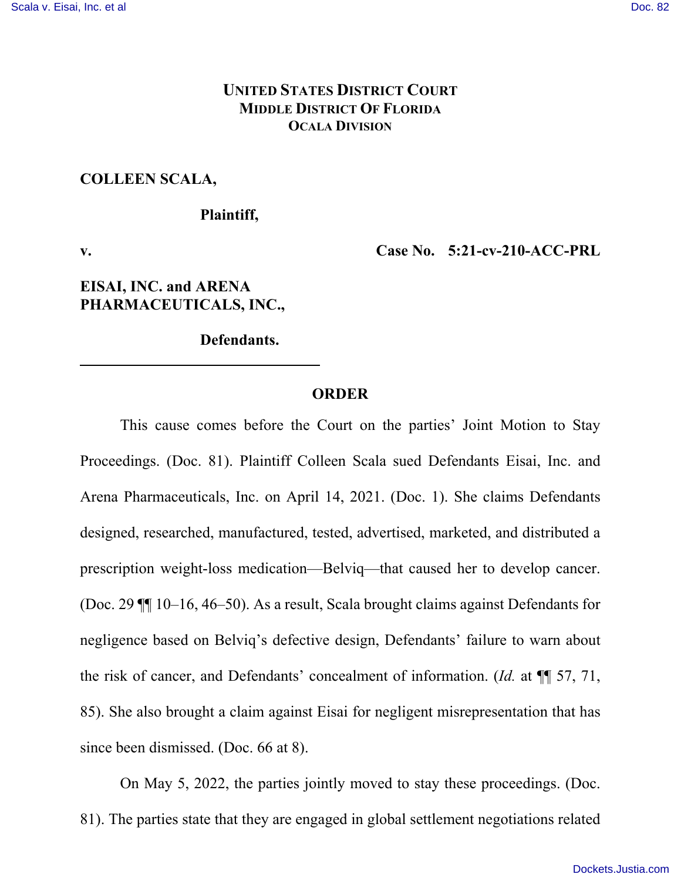# UNITED STATES DISTRICT COURT
## MIDDLE DISTRICT OF FLORIDA
### OCALA DIVISION

**COLLEEN SCALA,**

**Plaintiff,**

**v.** **Case No. 5:21-cv-210-ACC-PRL**

**EISAI, INC. and ARENA PHARMACEUTICALS, INC.,**

**Defendants.**

---

**ORDER**

This cause comes before the Court on the parties' Joint Motion to Stay Proceedings. (Doc. 81). Plaintiff Colleen Scala sued Defendants Eisai, Inc. and Arena Pharmaceuticals, Inc. on April 14, 2021. (Doc. 1). She claims Defendants designed, researched, manufactured, tested, advertised, marketed, and distributed a prescription weight-loss medication—Belviq—that caused her to develop cancer. (Doc. 29 ¶¶ 10–16, 46–50). As a result, Scala brought claims against Defendants for negligence based on Belviq's defective design, Defendants' failure to warn about the risk of cancer, and Defendants' concealment of information. (*Id.* at ¶¶ 57, 71, 85). She also brought a claim against Eisai for negligent misrepresentation that has since been dismissed. (Doc. 66 at 8).

On May 5, 2022, the parties jointly moved to stay these proceedings. (Doc. 81). The parties state that they are engaged in global settlement negotiations related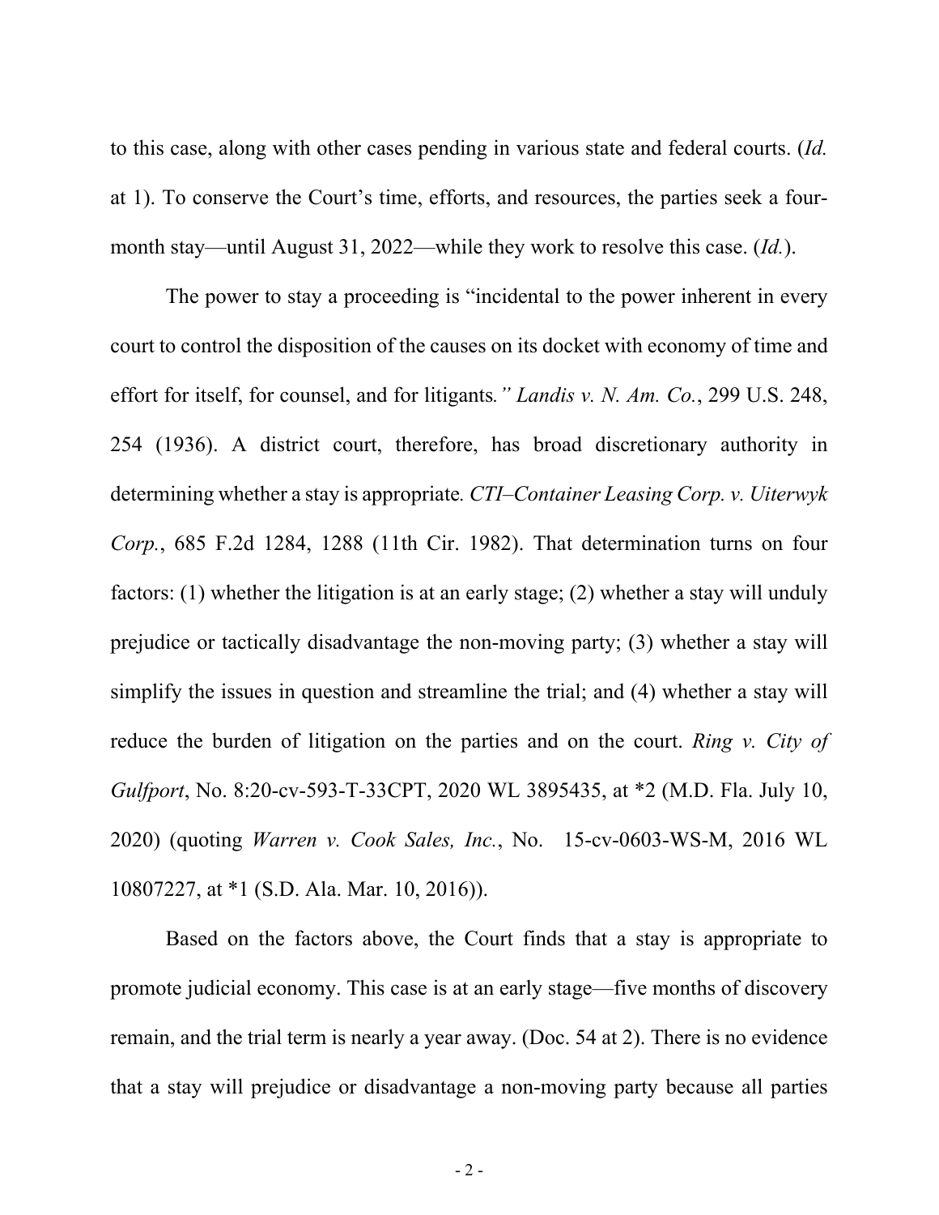to this case, along with other cases pending in various state and federal courts. (*Id.* at 1). To conserve the Court's time, efforts, and resources, the parties seek a four-month stay—until August 31, 2022—while they work to resolve this case. (*Id.*).

The power to stay a proceeding is "incidental to the power inherent in every court to control the disposition of the causes on its docket with economy of time and effort for itself, for counsel, and for litigants." *Landis v. N. Am. Co.*, 299 U.S. 248, 254 (1936). A district court, therefore, has broad discretionary authority in determining whether a stay is appropriate. *CTI–Container Leasing Corp. v. Uiterwyk Corp.*, 685 F.2d 1284, 1288 (11th Cir. 1982). That determination turns on four factors: (1) whether the litigation is at an early stage; (2) whether a stay will unduly prejudice or tactically disadvantage the non-moving party; (3) whether a stay will simplify the issues in question and streamline the trial; and (4) whether a stay will reduce the burden of litigation on the parties and on the court. *Ring v. City of Gulfport*, No. 8:20-cv-593-T-33CPT, 2020 WL 3895435, at *2 (M.D. Fla. July 10, 2020) (quoting *Warren v. Cook Sales, Inc.*, No. 15-cv-0603-WS-M, 2016 WL 10807227, at *1 (S.D. Ala. Mar. 10, 2016)).

Based on the factors above, the Court finds that a stay is appropriate to promote judicial economy. This case is at an early stage—five months of discovery remain, and the trial term is nearly a year away. (Doc. 54 at 2). There is no evidence that a stay will prejudice or disadvantage a non-moving party because all parties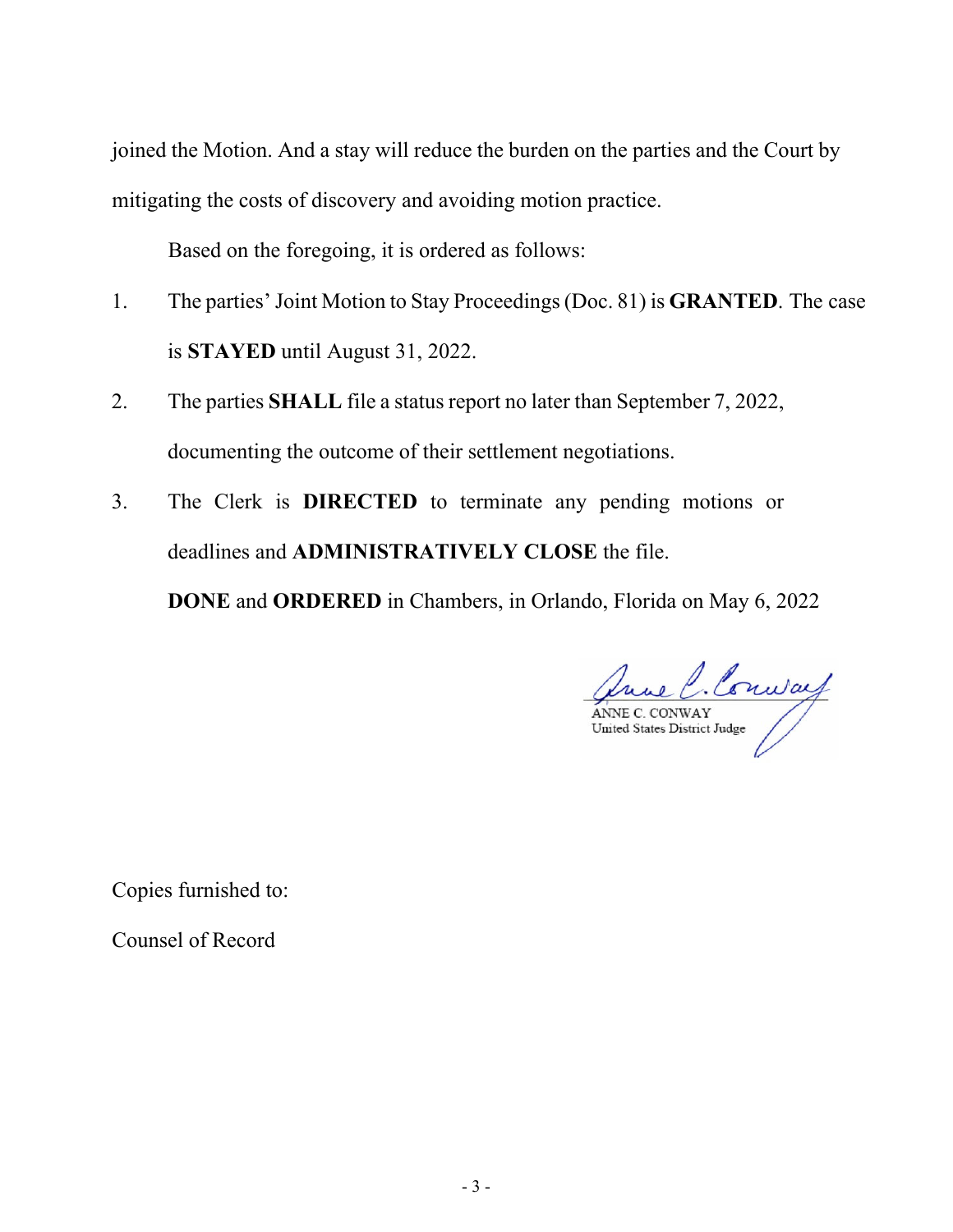joined the Motion. And a stay will reduce the burden on the parties and the Court by mitigating the costs of discovery and avoiding motion practice.

Based on the foregoing, it is ordered as follows:

1. The parties' Joint Motion to Stay Proceedings (Doc. 81) is **GRANTED**. The case is **STAYED** until August 31, 2022.
2. The parties **SHALL** file a status report no later than September 7, 2022, documenting the outcome of their settlement negotiations.
3. The Clerk is **DIRECTED** to terminate any pending motions or deadlines and **ADMINISTRATIVELY CLOSE** the file.

**DONE** and **ORDERED** in Chambers, in Orlando, Florida on May 6, 2022

ANNE C. CONWAY
United States District Judge

Copies furnished to:

Counsel of Record